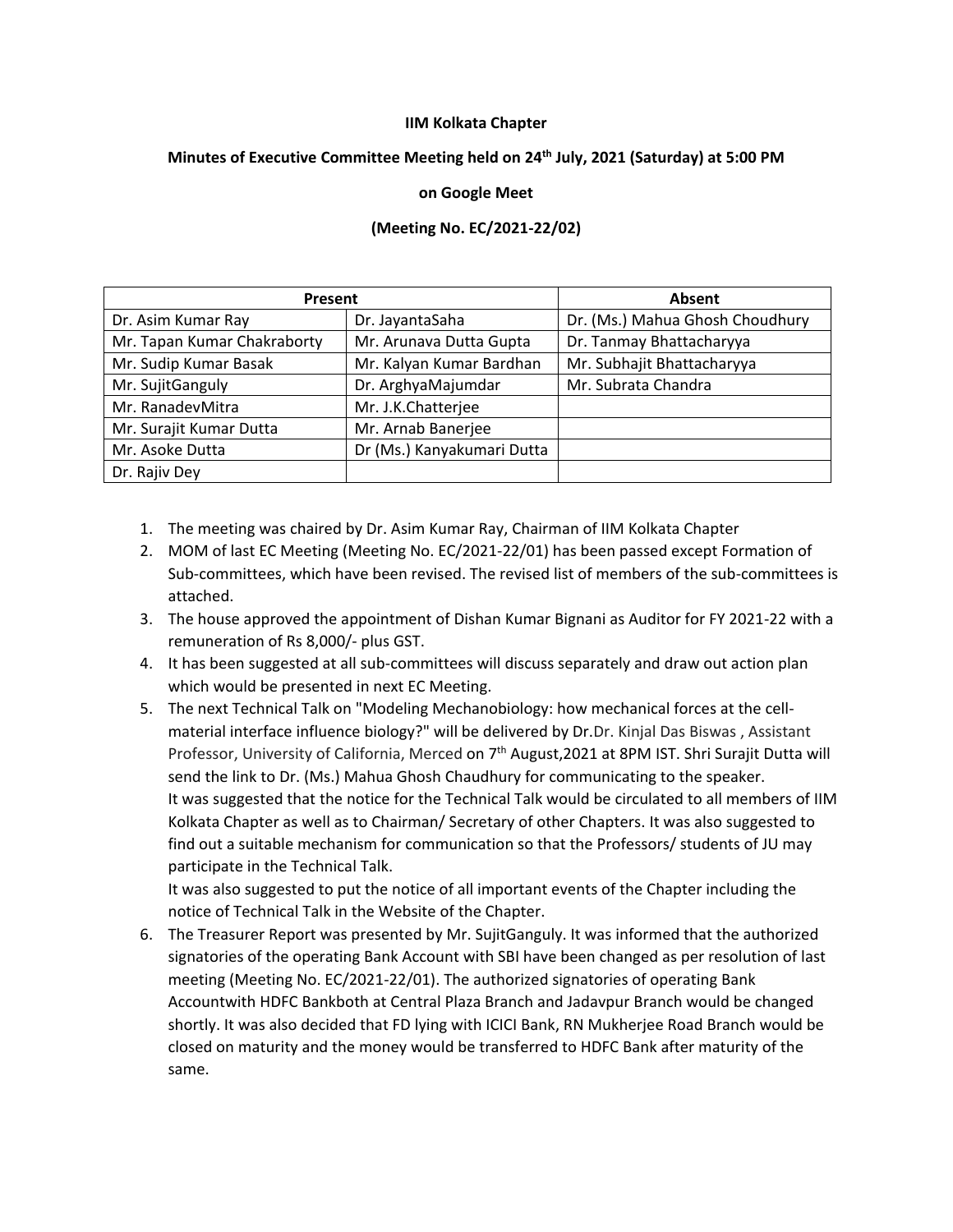**IIM Kolkata Chapter**

**Minutes of Executive Committee Meeting held on 24th July, 2021 (Saturday) at 5:00 PM**

**on Google Meet**

**(Meeting No. EC/2021-22/02)**

| Present | | Absent |
|---|---|---|
| Dr. Asim Kumar Ray | Dr. JayantaSaha | Dr. (Ms.) Mahua Ghosh Choudhury |
| Mr. Tapan Kumar Chakraborty | Mr. Arunava Dutta Gupta | Dr. Tanmay Bhattacharyya |
| Mr. Sudip Kumar Basak | Mr. Kalyan Kumar Bardhan | Mr. Subhajit Bhattacharyya |
| Mr. SujitGanguly | Dr. ArghyaMajumdar | Mr. Subrata Chandra |
| Mr. RanadevMitra | Mr. J.K.Chatterjee | |
| Mr. Surajit Kumar Dutta | Mr. Arnab Banerjee | |
| Mr. Asoke Dutta | Dr (Ms.) Kanyakumari Dutta | |
| Dr. Rajiv Dey | | |

1. The meeting was chaired by Dr. Asim Kumar Ray, Chairman of IIM Kolkata Chapter
2. MOM of last EC Meeting (Meeting No. EC/2021-22/01) has been passed except Formation of Sub-committees, which have been revised. The revised list of members of the sub-committees is attached.
3. The house approved the appointment of Dishan Kumar Bignani as Auditor for FY 2021-22 with a remuneration of Rs 8,000/- plus GST.
4. It has been suggested at all sub-committees will discuss separately and draw out action plan which would be presented in next EC Meeting.
5. The next Technical Talk on "Modeling Mechanobiology: how mechanical forces at the cell-material interface influence biology?" will be delivered by Dr.Dr. Kinjal Das Biswas , Assistant Professor, University of California, Merced on 7th August,2021 at 8PM IST. Shri Surajit Dutta will send the link to Dr. (Ms.) Mahua Ghosh Chaudhury for communicating to the speaker.
   It was suggested that the notice for the Technical Talk would be circulated to all members of IIM Kolkata Chapter as well as to Chairman/ Secretary of other Chapters. It was also suggested to find out a suitable mechanism for communication so that the Professors/ students of JU may participate in the Technical Talk.
   It was also suggested to put the notice of all important events of the Chapter including the notice of Technical Talk in the Website of the Chapter.
6. The Treasurer Report was presented by Mr. SujitGanguly. It was informed that the authorized signatories of the operating Bank Account with SBI have been changed as per resolution of last meeting (Meeting No. EC/2021-22/01). The authorized signatories of operating Bank Accountwith HDFC Bankboth at Central Plaza Branch and Jadavpur Branch would be changed shortly. It was also decided that FD lying with ICICI Bank, RN Mukherjee Road Branch would be closed on maturity and the money would be transferred to HDFC Bank after maturity of the same.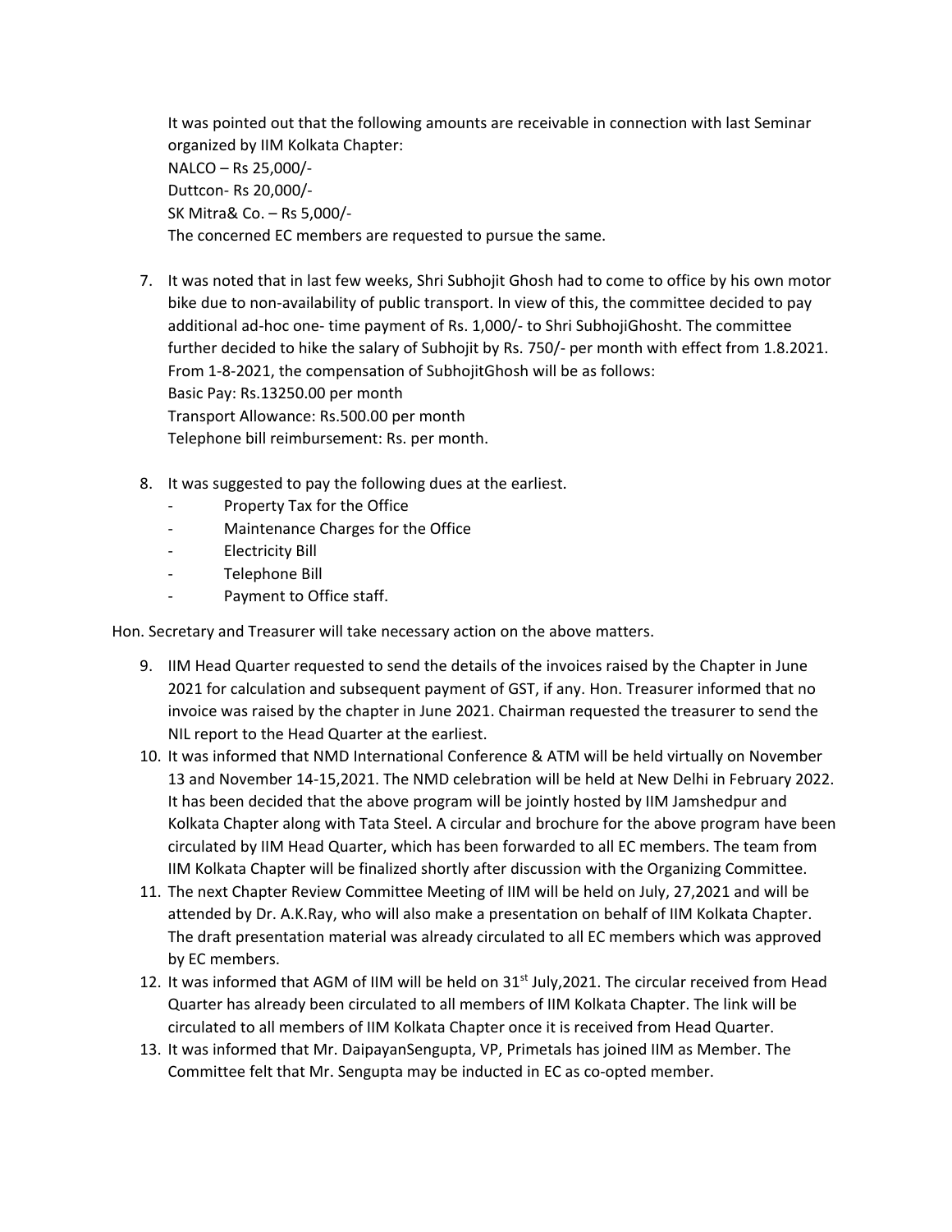It was pointed out that the following amounts are receivable in connection with last Seminar organized by IIM Kolkata Chapter:
NALCO – Rs 25,000/-
Duttcon- Rs 20,000/-
SK Mitra& Co. – Rs 5,000/-
The concerned EC members are requested to pursue the same.

7. It was noted that in last few weeks, Shri Subhojit Ghosh had to come to office by his own motor bike due to non-availability of public transport. In view of this, the committee decided to pay additional ad-hoc one- time payment of Rs. 1,000/- to Shri SubhojiGhosht. The committee further decided to hike the salary of Subhojit by Rs. 750/- per month with effect from 1.8.2021. From 1-8-2021, the compensation of SubhojitGhosh will be as follows:
   Basic Pay: Rs.13250.00 per month
   Transport Allowance: Rs.500.00 per month
   Telephone bill reimbursement: Rs. per month.

8. It was suggested to pay the following dues at the earliest.
   - Property Tax for the Office
   - Maintenance Charges for the Office
   - Electricity Bill
   - Telephone Bill
   - Payment to Office staff.

Hon. Secretary and Treasurer will take necessary action on the above matters.

9. IIM Head Quarter requested to send the details of the invoices raised by the Chapter in June 2021 for calculation and subsequent payment of GST, if any. Hon. Treasurer informed that no invoice was raised by the chapter in June 2021. Chairman requested the treasurer to send the NIL report to the Head Quarter at the earliest.
10. It was informed that NMD International Conference & ATM will be held virtually on November 13 and November 14-15,2021. The NMD celebration will be held at New Delhi in February 2022. It has been decided that the above program will be jointly hosted by IIM Jamshedpur and Kolkata Chapter along with Tata Steel. A circular and brochure for the above program have been circulated by IIM Head Quarter, which has been forwarded to all EC members. The team from IIM Kolkata Chapter will be finalized shortly after discussion with the Organizing Committee.
11. The next Chapter Review Committee Meeting of IIM will be held on July, 27,2021 and will be attended by Dr. A.K.Ray, who will also make a presentation on behalf of IIM Kolkata Chapter. The draft presentation material was already circulated to all EC members which was approved by EC members.
12. It was informed that AGM of IIM will be held on 31st July,2021. The circular received from Head Quarter has already been circulated to all members of IIM Kolkata Chapter. The link will be circulated to all members of IIM Kolkata Chapter once it is received from Head Quarter.
13. It was informed that Mr. DaipayanSengupta, VP, Primetals has joined IIM as Member. The Committee felt that Mr. Sengupta may be inducted in EC as co-opted member.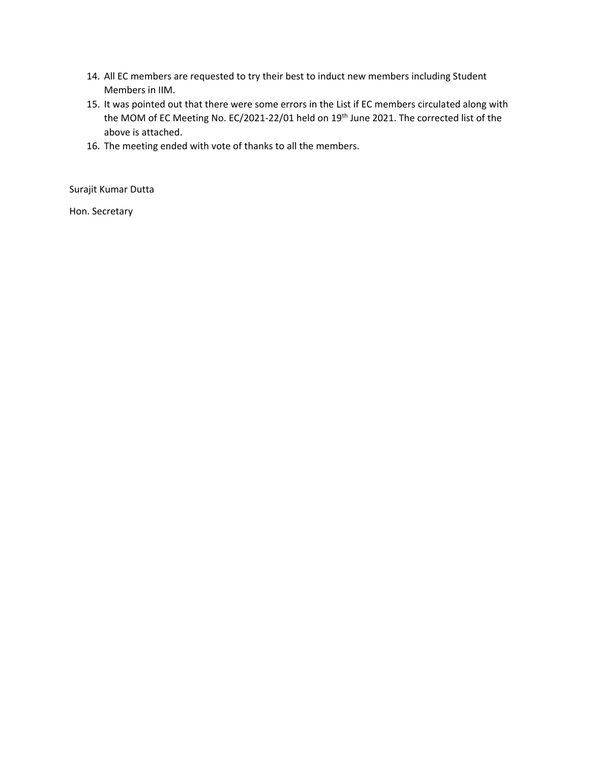14. All EC members are requested to try their best to induct new members including Student Members in IIM.
15. It was pointed out that there were some errors in the List if EC members circulated along with the MOM of EC Meeting No. EC/2021-22/01 held on 19th June 2021. The corrected list of the above is attached.
16. The meeting ended with vote of thanks to all the members.

Surajit Kumar Dutta

Hon. Secretary